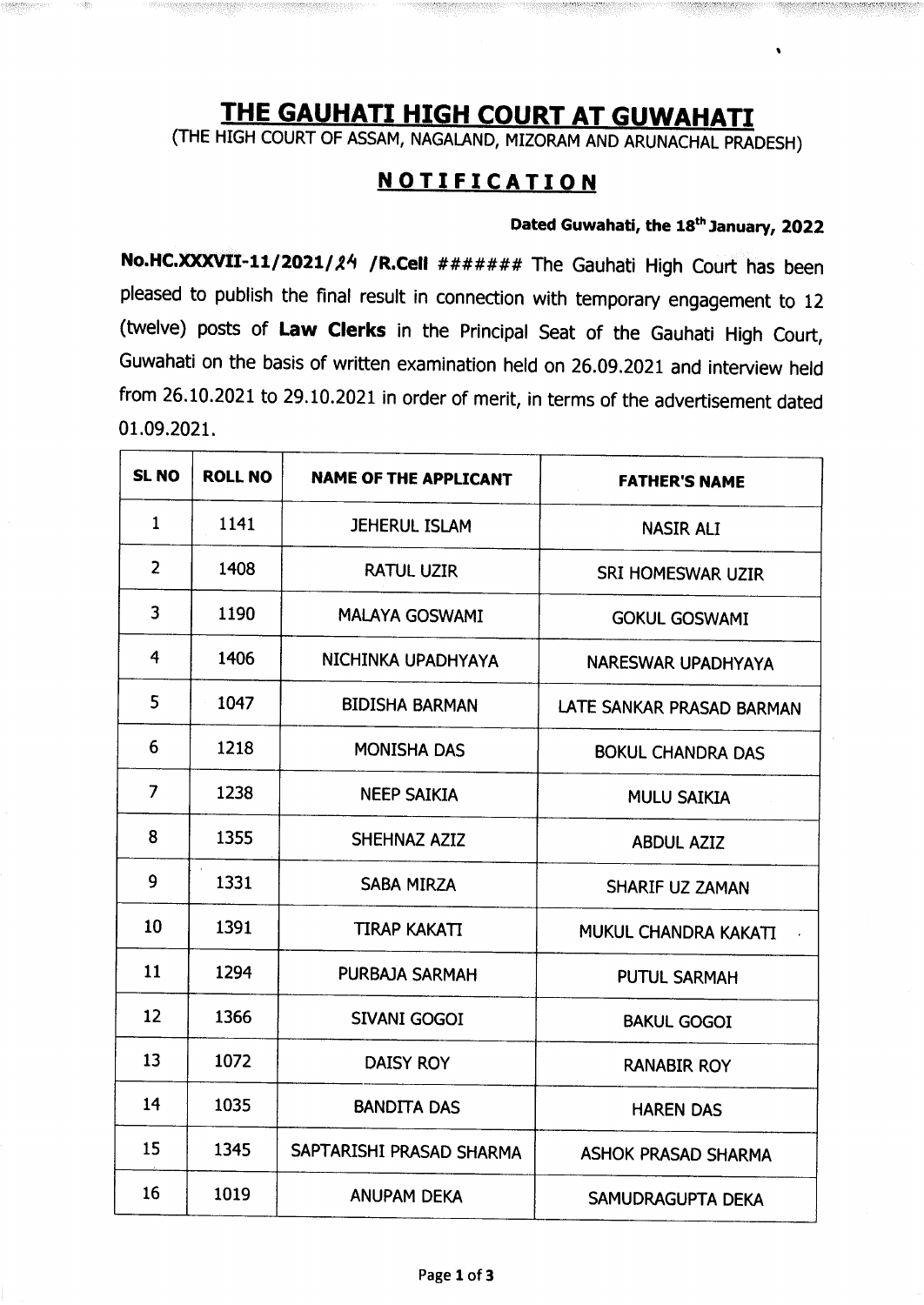# THE GAUHATI HIGH COURT AT GUWAHATI

(THE HIGH COURT OF ASSAM, NAGALAND, MIZORAM AND ARUNACHAL PRADESH)

## NOTIFICATION

**Dated Guwahati, the 18th January, 2022**

**No.HC.XXXVII-11/2021/24 /R.Cell** ####### The Gauhati High Court has been pleased to publish the final result in connection with temporary engagement to 12 (twelve) posts of **Law Clerks** in the Principal Seat of the Gauhati High Court, Guwahati on the basis of written examination held on 26.09.2021 and interview held from 26.10.2021 to 29.10.2021 in order of merit, in terms of the advertisement dated 01.09.2021.

| SL NO | ROLL NO | NAME OF THE APPLICANT | FATHER'S NAME |
|---|---|---|---|
| 1 | 1141 | JEHERUL ISLAM | NASIR ALI |
| 2 | 1408 | RATUL UZIR | SRI HOMESWAR UZIR |
| 3 | 1190 | MALAYA GOSWAMI | GOKUL GOSWAMI |
| 4 | 1406 | NICHINKA UPADHYAYA | NARESWAR UPADHYAYA |
| 5 | 1047 | BIDISHA BARMAN | LATE SANKAR PRASAD BARMAN |
| 6 | 1218 | MONISHA DAS | BOKUL CHANDRA DAS |
| 7 | 1238 | NEEP SAIKIA | MULU SAIKIA |
| 8 | 1355 | SHEHNAZ AZIZ | ABDUL AZIZ |
| 9 | 1331 | SABA MIRZA | SHARIF UZ ZAMAN |
| 10 | 1391 | TIRAP KAKATI | MUKUL CHANDRA KAKATI |
| 11 | 1294 | PURBAJA SARMAH | PUTUL SARMAH |
| 12 | 1366 | SIVANI GOGOI | BAKUL GOGOI |
| 13 | 1072 | DAISY ROY | RANABIR ROY |
| 14 | 1035 | BANDITA DAS | HAREN DAS |
| 15 | 1345 | SAPTARISHI PRASAD SHARMA | ASHOK PRASAD SHARMA |
| 16 | 1019 | ANUPAM DEKA | SAMUDRAGUPTA DEKA |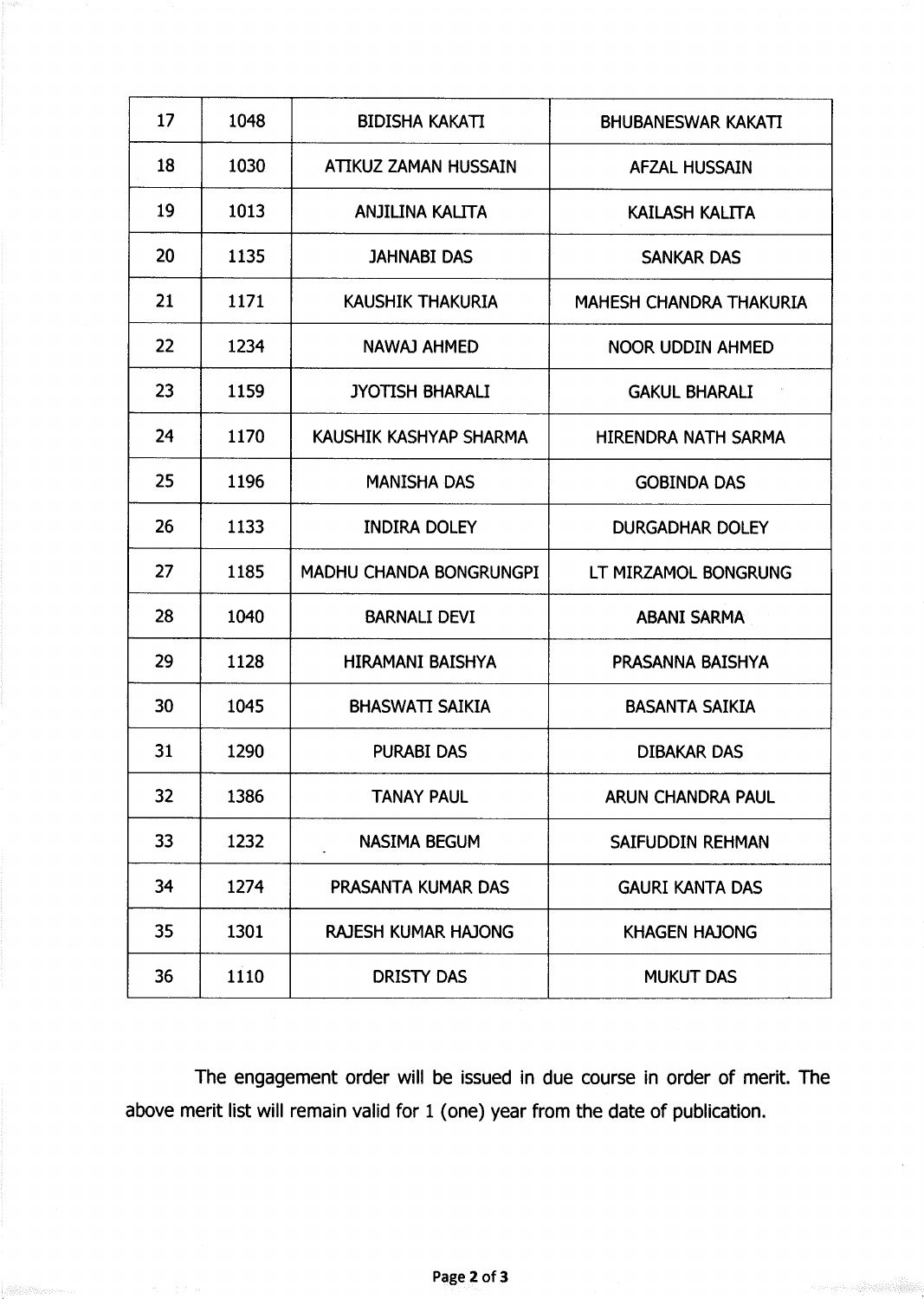| 17 | 1048 | BIDISHA KAKATI | BHUBANESWAR KAKATI |
|---|---|---|---|
| 18 | 1030 | ATIKUZ ZAMAN HUSSAIN | AFZAL HUSSAIN |
| 19 | 1013 | ANJILINA KALITA | KAILASH KALITA |
| 20 | 1135 | JAHNABI DAS | SANKAR DAS |
| 21 | 1171 | KAUSHIK THAKURIA | MAHESH CHANDRA THAKURIA |
| 22 | 1234 | NAWAJ AHMED | NOOR UDDIN AHMED |
| 23 | 1159 | JYOTISH BHARALI | GAKUL BHARALI |
| 24 | 1170 | KAUSHIK KASHYAP SHARMA | HIRENDRA NATH SARMA |
| 25 | 1196 | MANISHA DAS | GOBINDA DAS |
| 26 | 1133 | INDIRA DOLEY | DURGADHAR DOLEY |
| 27 | 1185 | MADHU CHANDA BONGRUNGPI | LT MIRZAMOL BONGRUNG |
| 28 | 1040 | BARNALI DEVI | ABANI SARMA |
| 29 | 1128 | HIRAMANI BAISHYA | PRASANNA BAISHYA |
| 30 | 1045 | BHASWATI SAIKIA | BASANTA SAIKIA |
| 31 | 1290 | PURABI DAS | DIBAKAR DAS |
| 32 | 1386 | TANAY PAUL | ARUN CHANDRA PAUL |
| 33 | 1232 | NASIMA BEGUM | SAIFUDDIN REHMAN |
| 34 | 1274 | PRASANTA KUMAR DAS | GAURI KANTA DAS |
| 35 | 1301 | RAJESH KUMAR HAJONG | KHAGEN HAJONG |
| 36 | 1110 | DRISTY DAS | MUKUT DAS |

The engagement order will be issued in due course in order of merit. The above merit list will remain valid for 1 (one) year from the date of publication.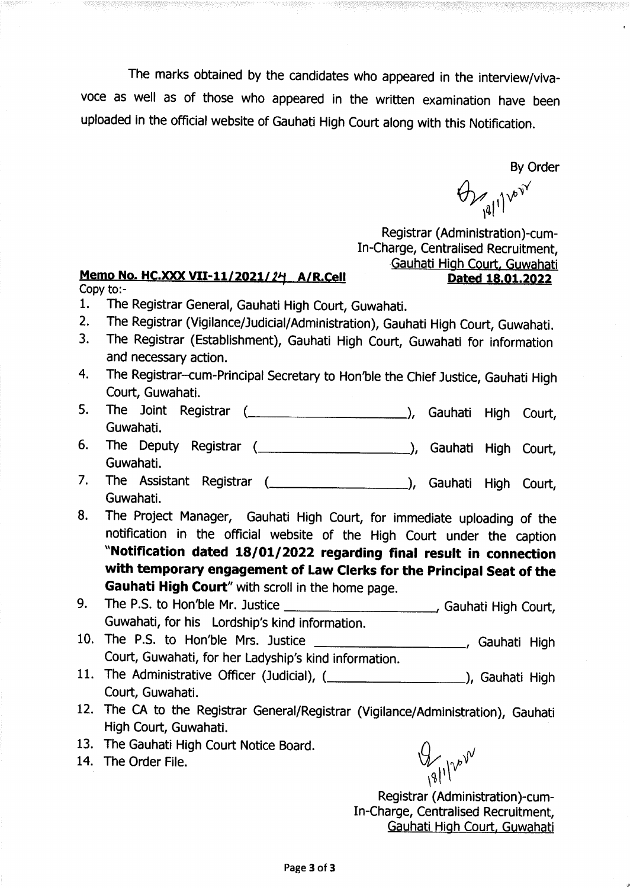The marks obtained by the candidates who appeared in the interview/viva-voce as well as of those who appeared in the written examination have been uploaded in the official website of Gauhati High Court along with this Notification.

By Order

18/1/2022

Registrar (Administration)-cum-
In-Charge, Centralised Recruitment,
Gauhati High Court, Guwahati

**Memo No. HC.XXX VII-11/2021/24 A/R.Cell** **Dated 18.01.2022**

Copy to:-

1. The Registrar General, Gauhati High Court, Guwahati.
2. The Registrar (Vigilance/Judicial/Administration), Gauhati High Court, Guwahati.
3. The Registrar (Establishment), Gauhati High Court, Guwahati for information and necessary action.
4. The Registrar–cum-Principal Secretary to Hon'ble the Chief Justice, Gauhati High Court, Guwahati.
5. The Joint Registrar (______________________), Gauhati High Court, Guwahati.
6. The Deputy Registrar (______________________), Gauhati High Court, Guwahati.
7. The Assistant Registrar (____________________), Gauhati High Court, Guwahati.
8. The Project Manager, Gauhati High Court, for immediate uploading of the notification in the official website of the High Court under the caption "**Notification dated 18/01/2022 regarding final result in connection with temporary engagement of Law Clerks for the Principal Seat of the Gauhati High Court**" with scroll in the home page.
9. The P.S. to Hon'ble Mr. Justice ______________________, Gauhati High Court, Guwahati, for his Lordship's kind information.
10. The P.S. to Hon'ble Mrs. Justice ______________________, Gauhati High Court, Guwahati, for her Ladyship's kind information.
11. The Administrative Officer (Judicial), (____________________), Gauhati High Court, Guwahati.
12. The CA to the Registrar General/Registrar (Vigilance/Administration), Gauhati High Court, Guwahati.
13. The Gauhati High Court Notice Board.
14. The Order File.

18/1/2022

Registrar (Administration)-cum-
In-Charge, Centralised Recruitment,
Gauhati High Court, Guwahati